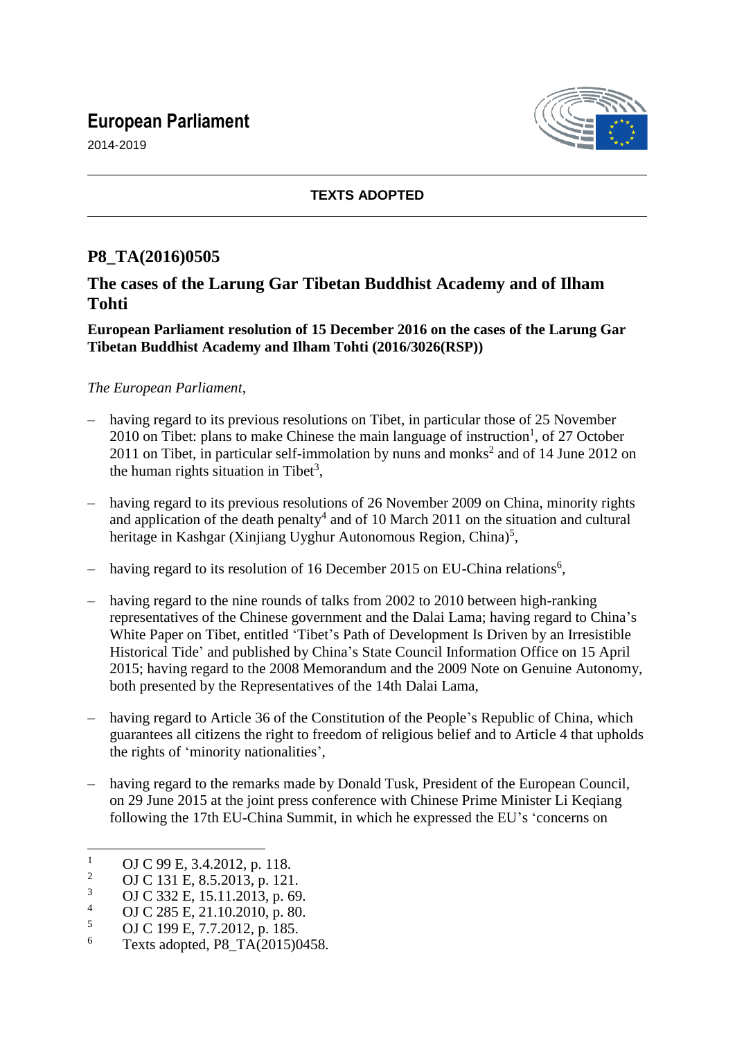# European Parliament

2014-2019

**TEXTS ADOPTED**

## P8_TA(2016)0505

## The cases of the Larung Gar Tibetan Buddhist Academy and of Ilham Tohti

**European Parliament resolution of 15 December 2016 on the cases of the Larung Gar Tibetan Buddhist Academy and Ilham Tohti (2016/3026(RSP))**

*The European Parliament*,

– having regard to its previous resolutions on Tibet, in particular those of 25 November 2010 on Tibet: plans to make Chinese the main language of instruction[1], of 27 October 2011 on Tibet, in particular self-immolation by nuns and monks[2] and of 14 June 2012 on the human rights situation in Tibet[3],

– having regard to its previous resolutions of 26 November 2009 on China, minority rights and application of the death penalty[4] and of 10 March 2011 on the situation and cultural heritage in Kashgar (Xinjiang Uyghur Autonomous Region, China)[5],

– having regard to its resolution of 16 December 2015 on EU-China relations[6],

– having regard to the nine rounds of talks from 2002 to 2010 between high-ranking representatives of the Chinese government and the Dalai Lama; having regard to China's White Paper on Tibet, entitled 'Tibet's Path of Development Is Driven by an Irresistible Historical Tide' and published by China's State Council Information Office on 15 April 2015; having regard to the 2008 Memorandum and the 2009 Note on Genuine Autonomy, both presented by the Representatives of the 14th Dalai Lama,

– having regard to Article 36 of the Constitution of the People's Republic of China, which guarantees all citizens the right to freedom of religious belief and to Article 4 that upholds the rights of 'minority nationalities',

– having regard to the remarks made by Donald Tusk, President of the European Council, on 29 June 2015 at the joint press conference with Chinese Prime Minister Li Keqiang following the 17th EU-China Summit, in which he expressed the EU's 'concerns on

---

[1] OJ C 99 E, 3.4.2012, p. 118.
[2] OJ C 131 E, 8.5.2013, p. 121.
[3] OJ C 332 E, 15.11.2013, p. 69.
[4] OJ C 285 E, 21.10.2010, p. 80.
[5] OJ C 199 E, 7.7.2012, p. 185.
[6] Texts adopted, P8_TA(2015)0458.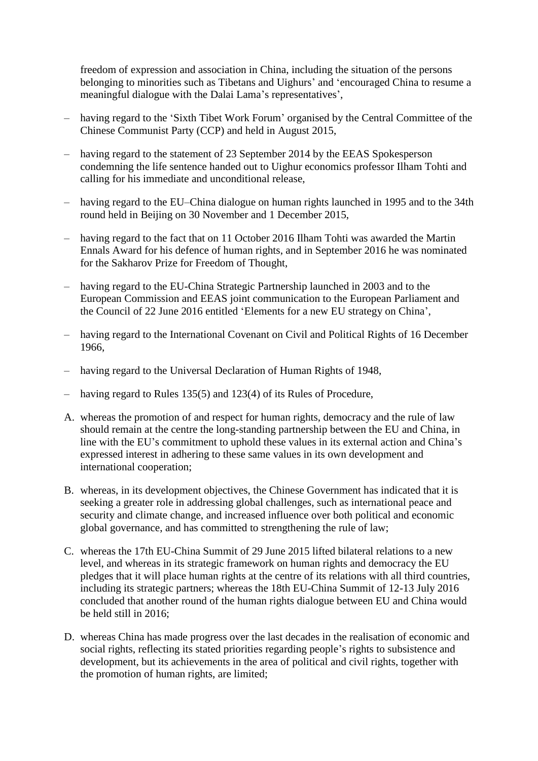freedom of expression and association in China, including the situation of the persons belonging to minorities such as Tibetans and Uighurs' and 'encouraged China to resume a meaningful dialogue with the Dalai Lama's representatives',

– having regard to the 'Sixth Tibet Work Forum' organised by the Central Committee of the Chinese Communist Party (CCP) and held in August 2015,

– having regard to the statement of 23 September 2014 by the EEAS Spokesperson condemning the life sentence handed out to Uighur economics professor Ilham Tohti and calling for his immediate and unconditional release,

– having regard to the EU–China dialogue on human rights launched in 1995 and to the 34th round held in Beijing on 30 November and 1 December 2015,

– having regard to the fact that on 11 October 2016 Ilham Tohti was awarded the Martin Ennals Award for his defence of human rights, and in September 2016 he was nominated for the Sakharov Prize for Freedom of Thought,

– having regard to the EU-China Strategic Partnership launched in 2003 and to the European Commission and EEAS joint communication to the European Parliament and the Council of 22 June 2016 entitled 'Elements for a new EU strategy on China',

– having regard to the International Covenant on Civil and Political Rights of 16 December 1966,

– having regard to the Universal Declaration of Human Rights of 1948,

– having regard to Rules 135(5) and 123(4) of its Rules of Procedure,

A. whereas the promotion of and respect for human rights, democracy and the rule of law should remain at the centre the long-standing partnership between the EU and China, in line with the EU's commitment to uphold these values in its external action and China's expressed interest in adhering to these same values in its own development and international cooperation;

B. whereas, in its development objectives, the Chinese Government has indicated that it is seeking a greater role in addressing global challenges, such as international peace and security and climate change, and increased influence over both political and economic global governance, and has committed to strengthening the rule of law;

C. whereas the 17th EU-China Summit of 29 June 2015 lifted bilateral relations to a new level, and whereas in its strategic framework on human rights and democracy the EU pledges that it will place human rights at the centre of its relations with all third countries, including its strategic partners; whereas the 18th EU-China Summit of 12-13 July 2016 concluded that another round of the human rights dialogue between EU and China would be held still in 2016;

D. whereas China has made progress over the last decades in the realisation of economic and social rights, reflecting its stated priorities regarding people's rights to subsistence and development, but its achievements in the area of political and civil rights, together with the promotion of human rights, are limited;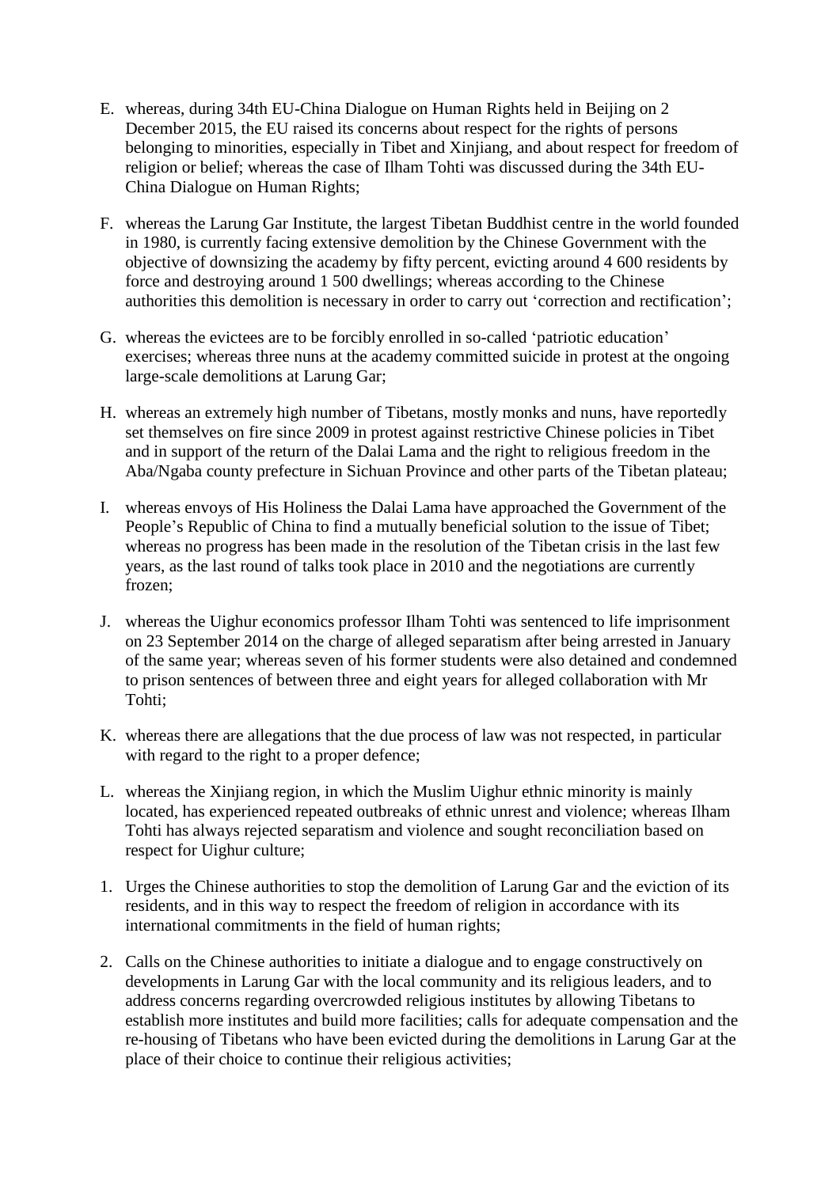E. whereas, during 34th EU-China Dialogue on Human Rights held in Beijing on 2 December 2015, the EU raised its concerns about respect for the rights of persons belonging to minorities, especially in Tibet and Xinjiang, and about respect for freedom of religion or belief; whereas the case of Ilham Tohti was discussed during the 34th EU-China Dialogue on Human Rights;

F. whereas the Larung Gar Institute, the largest Tibetan Buddhist centre in the world founded in 1980, is currently facing extensive demolition by the Chinese Government with the objective of downsizing the academy by fifty percent, evicting around 4 600 residents by force and destroying around 1 500 dwellings; whereas according to the Chinese authorities this demolition is necessary in order to carry out 'correction and rectification';

G. whereas the evictees are to be forcibly enrolled in so-called 'patriotic education' exercises; whereas three nuns at the academy committed suicide in protest at the ongoing large-scale demolitions at Larung Gar;

H. whereas an extremely high number of Tibetans, mostly monks and nuns, have reportedly set themselves on fire since 2009 in protest against restrictive Chinese policies in Tibet and in support of the return of the Dalai Lama and the right to religious freedom in the Aba/Ngaba county prefecture in Sichuan Province and other parts of the Tibetan plateau;

I. whereas envoys of His Holiness the Dalai Lama have approached the Government of the People's Republic of China to find a mutually beneficial solution to the issue of Tibet; whereas no progress has been made in the resolution of the Tibetan crisis in the last few years, as the last round of talks took place in 2010 and the negotiations are currently frozen;

J. whereas the Uighur economics professor Ilham Tohti was sentenced to life imprisonment on 23 September 2014 on the charge of alleged separatism after being arrested in January of the same year; whereas seven of his former students were also detained and condemned to prison sentences of between three and eight years for alleged collaboration with Mr Tohti;

K. whereas there are allegations that the due process of law was not respected, in particular with regard to the right to a proper defence;

L. whereas the Xinjiang region, in which the Muslim Uighur ethnic minority is mainly located, has experienced repeated outbreaks of ethnic unrest and violence; whereas Ilham Tohti has always rejected separatism and violence and sought reconciliation based on respect for Uighur culture;

1. Urges the Chinese authorities to stop the demolition of Larung Gar and the eviction of its residents, and in this way to respect the freedom of religion in accordance with its international commitments in the field of human rights;

2. Calls on the Chinese authorities to initiate a dialogue and to engage constructively on developments in Larung Gar with the local community and its religious leaders, and to address concerns regarding overcrowded religious institutes by allowing Tibetans to establish more institutes and build more facilities; calls for adequate compensation and the re-housing of Tibetans who have been evicted during the demolitions in Larung Gar at the place of their choice to continue their religious activities;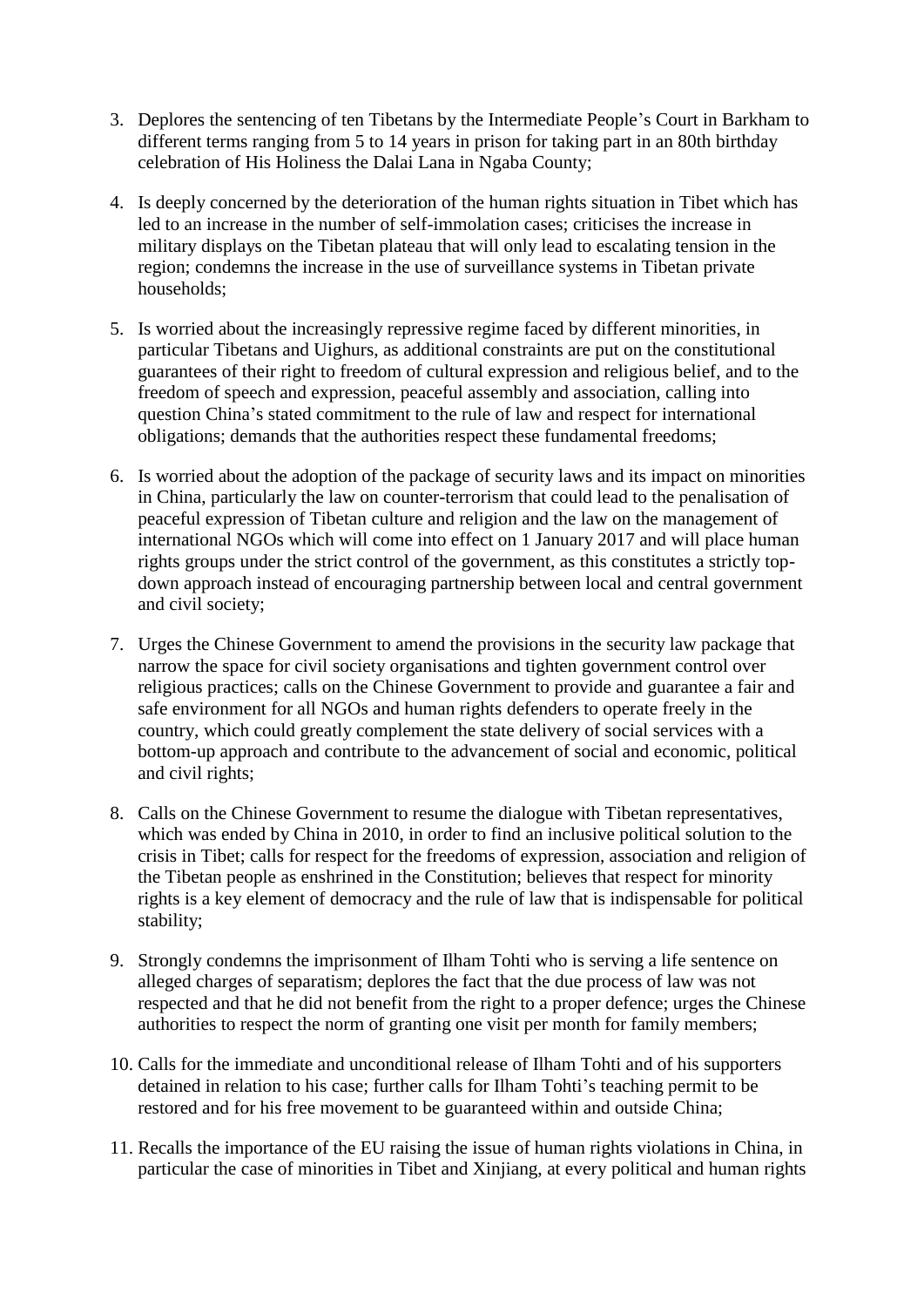3. Deplores the sentencing of ten Tibetans by the Intermediate People's Court in Barkham to different terms ranging from 5 to 14 years in prison for taking part in an 80th birthday celebration of His Holiness the Dalai Lana in Ngaba County;

4. Is deeply concerned by the deterioration of the human rights situation in Tibet which has led to an increase in the number of self-immolation cases; criticises the increase in military displays on the Tibetan plateau that will only lead to escalating tension in the region; condemns the increase in the use of surveillance systems in Tibetan private households;

5. Is worried about the increasingly repressive regime faced by different minorities, in particular Tibetans and Uighurs, as additional constraints are put on the constitutional guarantees of their right to freedom of cultural expression and religious belief, and to the freedom of speech and expression, peaceful assembly and association, calling into question China's stated commitment to the rule of law and respect for international obligations; demands that the authorities respect these fundamental freedoms;

6. Is worried about the adoption of the package of security laws and its impact on minorities in China, particularly the law on counter-terrorism that could lead to the penalisation of peaceful expression of Tibetan culture and religion and the law on the management of international NGOs which will come into effect on 1 January 2017 and will place human rights groups under the strict control of the government, as this constitutes a strictly top-down approach instead of encouraging partnership between local and central government and civil society;

7. Urges the Chinese Government to amend the provisions in the security law package that narrow the space for civil society organisations and tighten government control over religious practices; calls on the Chinese Government to provide and guarantee a fair and safe environment for all NGOs and human rights defenders to operate freely in the country, which could greatly complement the state delivery of social services with a bottom-up approach and contribute to the advancement of social and economic, political and civil rights;

8. Calls on the Chinese Government to resume the dialogue with Tibetan representatives, which was ended by China in 2010, in order to find an inclusive political solution to the crisis in Tibet; calls for respect for the freedoms of expression, association and religion of the Tibetan people as enshrined in the Constitution; believes that respect for minority rights is a key element of democracy and the rule of law that is indispensable for political stability;

9. Strongly condemns the imprisonment of Ilham Tohti who is serving a life sentence on alleged charges of separatism; deplores the fact that the due process of law was not respected and that he did not benefit from the right to a proper defence; urges the Chinese authorities to respect the norm of granting one visit per month for family members;

10. Calls for the immediate and unconditional release of Ilham Tohti and of his supporters detained in relation to his case; further calls for Ilham Tohti's teaching permit to be restored and for his free movement to be guaranteed within and outside China;

11. Recalls the importance of the EU raising the issue of human rights violations in China, in particular the case of minorities in Tibet and Xinjiang, at every political and human rights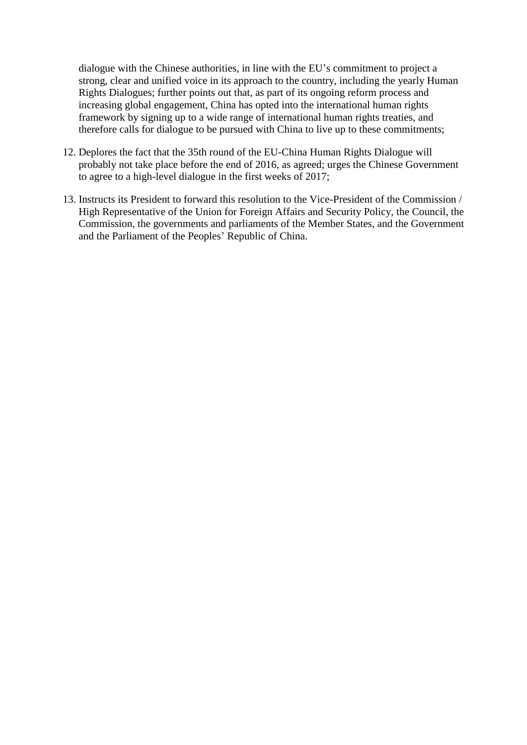dialogue with the Chinese authorities, in line with the EU's commitment to project a strong, clear and unified voice in its approach to the country, including the yearly Human Rights Dialogues; further points out that, as part of its ongoing reform process and increasing global engagement, China has opted into the international human rights framework by signing up to a wide range of international human rights treaties, and therefore calls for dialogue to be pursued with China to live up to these commitments;

12. Deplores the fact that the 35th round of the EU-China Human Rights Dialogue will probably not take place before the end of 2016, as agreed; urges the Chinese Government to agree to a high-level dialogue in the first weeks of 2017;

13. Instructs its President to forward this resolution to the Vice-President of the Commission / High Representative of the Union for Foreign Affairs and Security Policy, the Council, the Commission, the governments and parliaments of the Member States, and the Government and the Parliament of the Peoples' Republic of China.